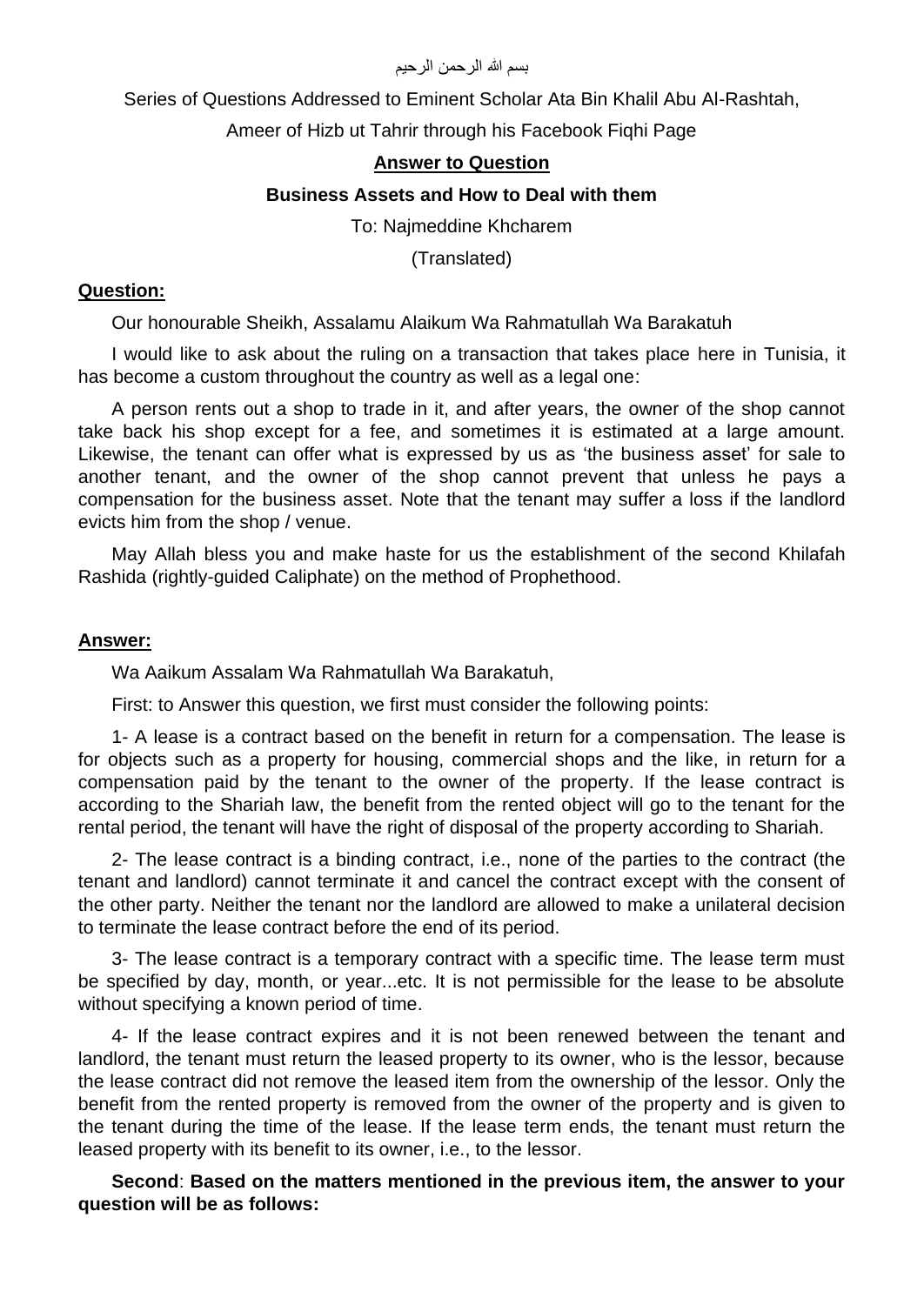بسم الله الرحمن الرحيم

Series of Questions Addressed to Eminent Scholar Ata Bin Khalil Abu Al-Rashtah,

Ameer of Hizb ut Tahrir through his Facebook Fiqhi Page

## Answer to Question

### Business Assets and How to Deal with them

To: Najmeddine Khcharem

(Translated)

**Question:**

Our honourable Sheikh, Assalamu Alaikum Wa Rahmatullah Wa Barakatuh

I would like to ask about the ruling on a transaction that takes place here in Tunisia, it has become a custom throughout the country as well as a legal one:

A person rents out a shop to trade in it, and after years, the owner of the shop cannot take back his shop except for a fee, and sometimes it is estimated at a large amount. Likewise, the tenant can offer what is expressed by us as 'the business asset' for sale to another tenant, and the owner of the shop cannot prevent that unless he pays a compensation for the business asset. Note that the tenant may suffer a loss if the landlord evicts him from the shop / venue.

May Allah bless you and make haste for us the establishment of the second Khilafah Rashida (rightly-guided Caliphate) on the method of Prophethood.

**Answer:**

Wa Aaikum Assalam Wa Rahmatullah Wa Barakatuh,

First: to Answer this question, we first must consider the following points:

1- A lease is a contract based on the benefit in return for a compensation. The lease is for objects such as a property for housing, commercial shops and the like, in return for a compensation paid by the tenant to the owner of the property. If the lease contract is according to the Shariah law, the benefit from the rented object will go to the tenant for the rental period, the tenant will have the right of disposal of the property according to Shariah.

2- The lease contract is a binding contract, i.e., none of the parties to the contract (the tenant and landlord) cannot terminate it and cancel the contract except with the consent of the other party. Neither the tenant nor the landlord are allowed to make a unilateral decision to terminate the lease contract before the end of its period.

3- The lease contract is a temporary contract with a specific time. The lease term must be specified by day, month, or year...etc. It is not permissible for the lease to be absolute without specifying a known period of time.

4- If the lease contract expires and it is not been renewed between the tenant and landlord, the tenant must return the leased property to its owner, who is the lessor, because the lease contract did not remove the leased item from the ownership of the lessor. Only the benefit from the rented property is removed from the owner of the property and is given to the tenant during the time of the lease. If the lease term ends, the tenant must return the leased property with its benefit to its owner, i.e., to the lessor.

**Second**: **Based on the matters mentioned in the previous item, the answer to your question will be as follows:**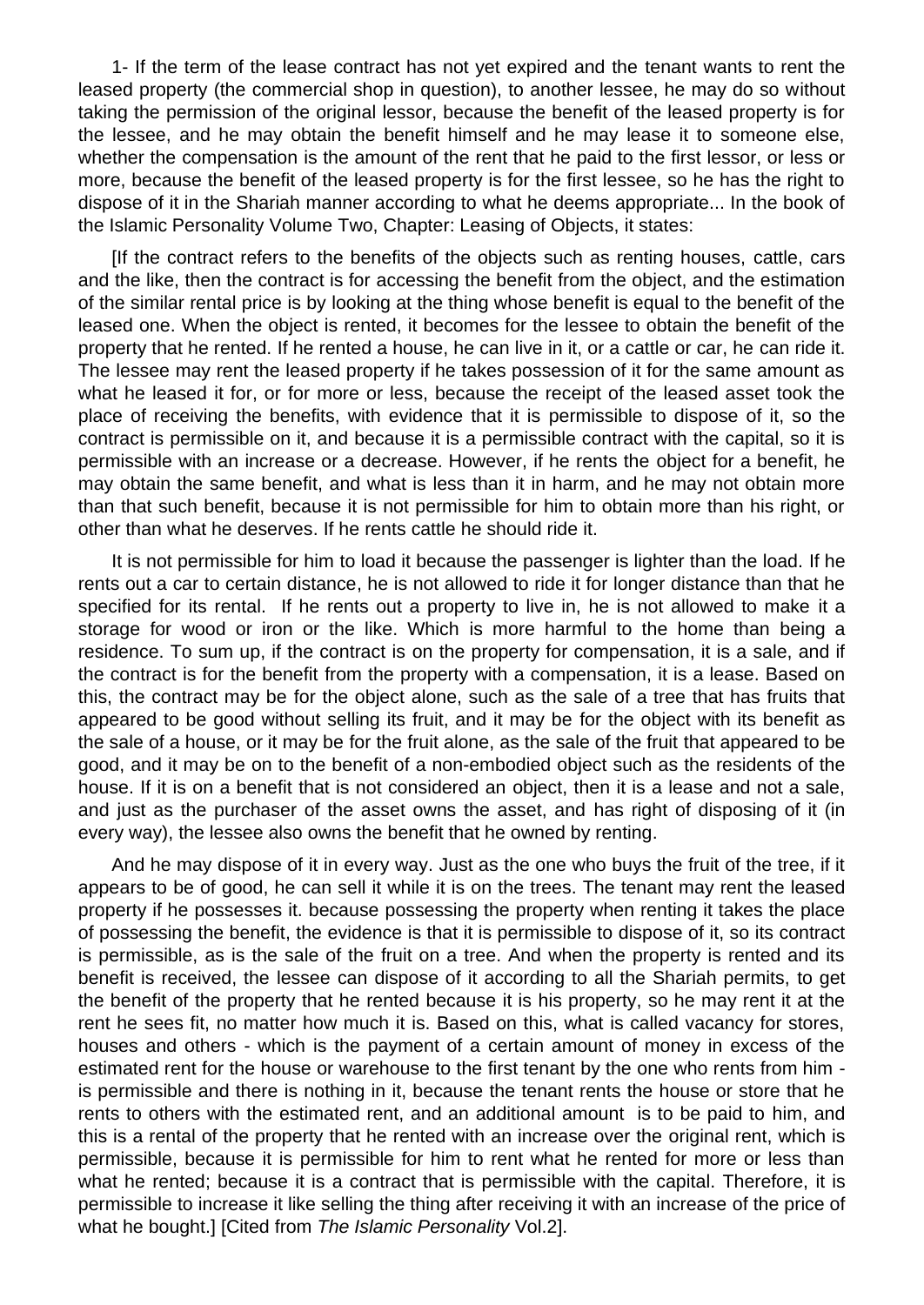1- If the term of the lease contract has not yet expired and the tenant wants to rent the leased property (the commercial shop in question), to another lessee, he may do so without taking the permission of the original lessor, because the benefit of the leased property is for the lessee, and he may obtain the benefit himself and he may lease it to someone else, whether the compensation is the amount of the rent that he paid to the first lessor, or less or more, because the benefit of the leased property is for the first lessee, so he has the right to dispose of it in the Shariah manner according to what he deems appropriate... In the book of the Islamic Personality Volume Two, Chapter: Leasing of Objects, it states:

[If the contract refers to the benefits of the objects such as renting houses, cattle, cars and the like, then the contract is for accessing the benefit from the object, and the estimation of the similar rental price is by looking at the thing whose benefit is equal to the benefit of the leased one. When the object is rented, it becomes for the lessee to obtain the benefit of the property that he rented. If he rented a house, he can live in it, or a cattle or car, he can ride it. The lessee may rent the leased property if he takes possession of it for the same amount as what he leased it for, or for more or less, because the receipt of the leased asset took the place of receiving the benefits, with evidence that it is permissible to dispose of it, so the contract is permissible on it, and because it is a permissible contract with the capital, so it is permissible with an increase or a decrease. However, if he rents the object for a benefit, he may obtain the same benefit, and what is less than it in harm, and he may not obtain more than that such benefit, because it is not permissible for him to obtain more than his right, or other than what he deserves. If he rents cattle he should ride it.

It is not permissible for him to load it because the passenger is lighter than the load. If he rents out a car to certain distance, he is not allowed to ride it for longer distance than that he specified for its rental. If he rents out a property to live in, he is not allowed to make it a storage for wood or iron or the like. Which is more harmful to the home than being a residence. To sum up, if the contract is on the property for compensation, it is a sale, and if the contract is for the benefit from the property with a compensation, it is a lease. Based on this, the contract may be for the object alone, such as the sale of a tree that has fruits that appeared to be good without selling its fruit, and it may be for the object with its benefit as the sale of a house, or it may be for the fruit alone, as the sale of the fruit that appeared to be good, and it may be on to the benefit of a non-embodied object such as the residents of the house. If it is on a benefit that is not considered an object, then it is a lease and not a sale, and just as the purchaser of the asset owns the asset, and has right of disposing of it (in every way), the lessee also owns the benefit that he owned by renting.

And he may dispose of it in every way. Just as the one who buys the fruit of the tree, if it appears to be of good, he can sell it while it is on the trees. The tenant may rent the leased property if he possesses it. because possessing the property when renting it takes the place of possessing the benefit, the evidence is that it is permissible to dispose of it, so its contract is permissible, as is the sale of the fruit on a tree. And when the property is rented and its benefit is received, the lessee can dispose of it according to all the Shariah permits, to get the benefit of the property that he rented because it is his property, so he may rent it at the rent he sees fit, no matter how much it is. Based on this, what is called vacancy for stores, houses and others - which is the payment of a certain amount of money in excess of the estimated rent for the house or warehouse to the first tenant by the one who rents from him - is permissible and there is nothing in it, because the tenant rents the house or store that he rents to others with the estimated rent, and an additional amount is to be paid to him, and this is a rental of the property that he rented with an increase over the original rent, which is permissible, because it is permissible for him to rent what he rented for more or less than what he rented; because it is a contract that is permissible with the capital. Therefore, it is permissible to increase it like selling the thing after receiving it with an increase of the price of what he bought.] [Cited from *The Islamic Personality* Vol.2].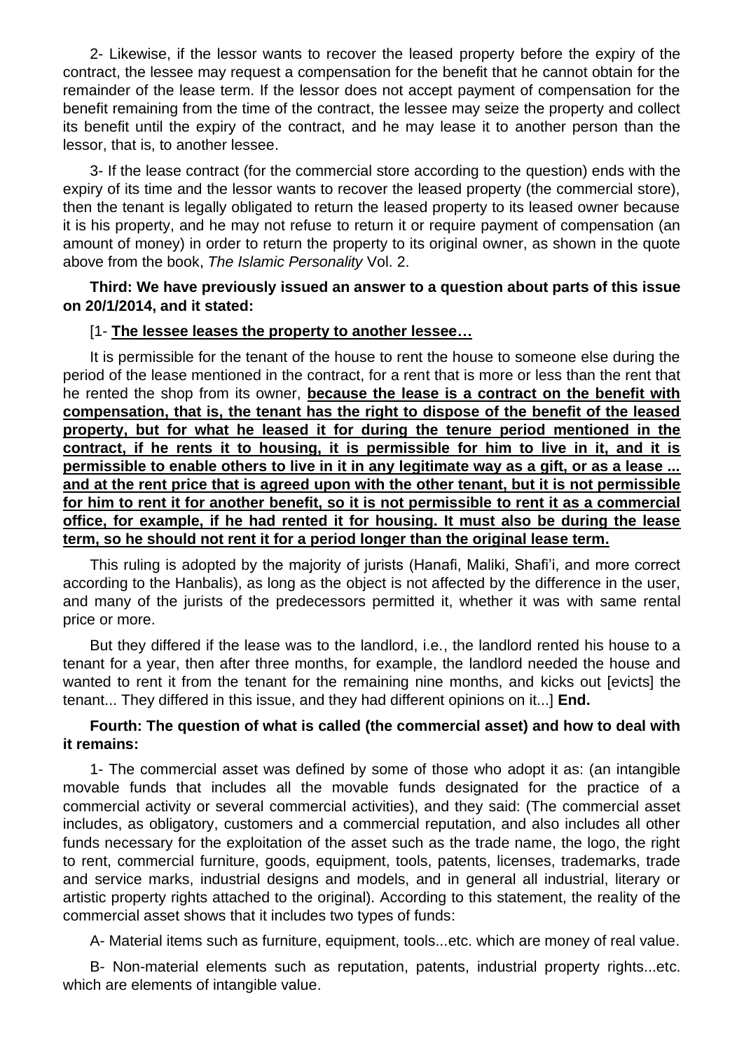2- Likewise, if the lessor wants to recover the leased property before the expiry of the contract, the lessee may request a compensation for the benefit that he cannot obtain for the remainder of the lease term. If the lessor does not accept payment of compensation for the benefit remaining from the time of the contract, the lessee may seize the property and collect its benefit until the expiry of the contract, and he may lease it to another person than the lessor, that is, to another lessee.

3- If the lease contract (for the commercial store according to the question) ends with the expiry of its time and the lessor wants to recover the leased property (the commercial store), then the tenant is legally obligated to return the leased property to its leased owner because it is his property, and he may not refuse to return it or require payment of compensation (an amount of money) in order to return the property to its original owner, as shown in the quote above from the book, *The Islamic Personality* Vol. 2.

**Third: We have previously issued an answer to a question about parts of this issue on 20/1/2014, and it stated:**

[1- **The lessee leases the property to another lessee…**

It is permissible for the tenant of the house to rent the house to someone else during the period of the lease mentioned in the contract, for a rent that is more or less than the rent that he rented the shop from its owner, **because the lease is a contract on the benefit with compensation, that is, the tenant has the right to dispose of the benefit of the leased property, but for what he leased it for during the tenure period mentioned in the contract, if he rents it to housing, it is permissible for him to live in it, and it is permissible to enable others to live in it in any legitimate way as a gift, or as a lease ... and at the rent price that is agreed upon with the other tenant, but it is not permissible for him to rent it for another benefit, so it is not permissible to rent it as a commercial office, for example, if he had rented it for housing. It must also be during the lease term, so he should not rent it for a period longer than the original lease term.**

This ruling is adopted by the majority of jurists (Hanafi, Maliki, Shafi'i, and more correct according to the Hanbalis), as long as the object is not affected by the difference in the user, and many of the jurists of the predecessors permitted it, whether it was with same rental price or more.

But they differed if the lease was to the landlord, i.e., the landlord rented his house to a tenant for a year, then after three months, for example, the landlord needed the house and wanted to rent it from the tenant for the remaining nine months, and kicks out [evicts] the tenant... They differed in this issue, and they had different opinions on it...] **End.**

**Fourth: The question of what is called (the commercial asset) and how to deal with it remains:**

1- The commercial asset was defined by some of those who adopt it as: (an intangible movable funds that includes all the movable funds designated for the practice of a commercial activity or several commercial activities), and they said: (The commercial asset includes, as obligatory, customers and a commercial reputation, and also includes all other funds necessary for the exploitation of the asset such as the trade name, the logo, the right to rent, commercial furniture, goods, equipment, tools, patents, licenses, trademarks, trade and service marks, industrial designs and models, and in general all industrial, literary or artistic property rights attached to the original). According to this statement, the reality of the commercial asset shows that it includes two types of funds:

A- Material items such as furniture, equipment, tools...etc. which are money of real value.

B- Non-material elements such as reputation, patents, industrial property rights...etc. which are elements of intangible value.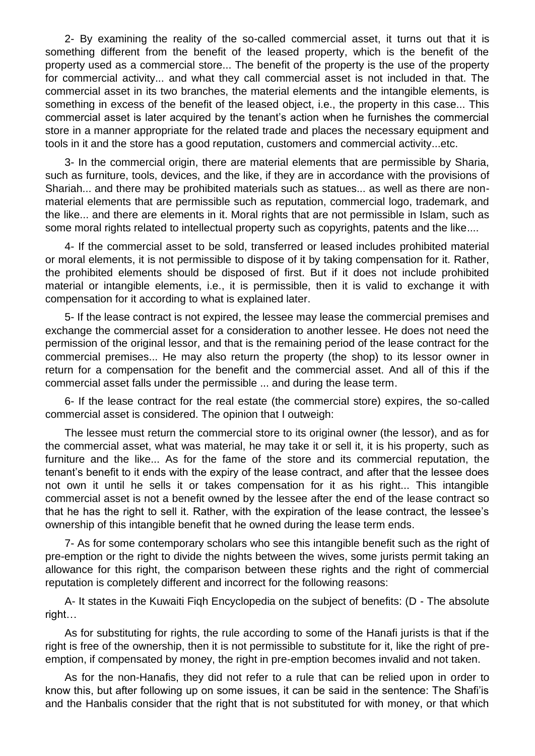2- By examining the reality of the so-called commercial asset, it turns out that it is something different from the benefit of the leased property, which is the benefit of the property used as a commercial store... The benefit of the property is the use of the property for commercial activity... and what they call commercial asset is not included in that. The commercial asset in its two branches, the material elements and the intangible elements, is something in excess of the benefit of the leased object, i.e., the property in this case... This commercial asset is later acquired by the tenant's action when he furnishes the commercial store in a manner appropriate for the related trade and places the necessary equipment and tools in it and the store has a good reputation, customers and commercial activity...etc.

3- In the commercial origin, there are material elements that are permissible by Sharia, such as furniture, tools, devices, and the like, if they are in accordance with the provisions of Shariah... and there may be prohibited materials such as statues... as well as there are non-material elements that are permissible such as reputation, commercial logo, trademark, and the like... and there are elements in it. Moral rights that are not permissible in Islam, such as some moral rights related to intellectual property such as copyrights, patents and the like....

4- If the commercial asset to be sold, transferred or leased includes prohibited material or moral elements, it is not permissible to dispose of it by taking compensation for it. Rather, the prohibited elements should be disposed of first. But if it does not include prohibited material or intangible elements, i.e., it is permissible, then it is valid to exchange it with compensation for it according to what is explained later.

5- If the lease contract is not expired, the lessee may lease the commercial premises and exchange the commercial asset for a consideration to another lessee. He does not need the permission of the original lessor, and that is the remaining period of the lease contract for the commercial premises... He may also return the property (the shop) to its lessor owner in return for a compensation for the benefit and the commercial asset. And all of this if the commercial asset falls under the permissible ... and during the lease term.

6- If the lease contract for the real estate (the commercial store) expires, the so-called commercial asset is considered. The opinion that I outweigh:

The lessee must return the commercial store to its original owner (the lessor), and as for the commercial asset, what was material, he may take it or sell it, it is his property, such as furniture and the like... As for the fame of the store and its commercial reputation, the tenant's benefit to it ends with the expiry of the lease contract, and after that the lessee does not own it until he sells it or takes compensation for it as his right... This intangible commercial asset is not a benefit owned by the lessee after the end of the lease contract so that he has the right to sell it. Rather, with the expiration of the lease contract, the lessee's ownership of this intangible benefit that he owned during the lease term ends.

7- As for some contemporary scholars who see this intangible benefit such as the right of pre-emption or the right to divide the nights between the wives, some jurists permit taking an allowance for this right, the comparison between these rights and the right of commercial reputation is completely different and incorrect for the following reasons:

A- It states in the Kuwaiti Fiqh Encyclopedia on the subject of benefits: (D - The absolute right…

As for substituting for rights, the rule according to some of the Hanafi jurists is that if the right is free of the ownership, then it is not permissible to substitute for it, like the right of pre-emption, if compensated by money, the right in pre-emption becomes invalid and not taken.

As for the non-Hanafis, they did not refer to a rule that can be relied upon in order to know this, but after following up on some issues, it can be said in the sentence: The Shafi'is and the Hanbalis consider that the right that is not substituted for with money, or that which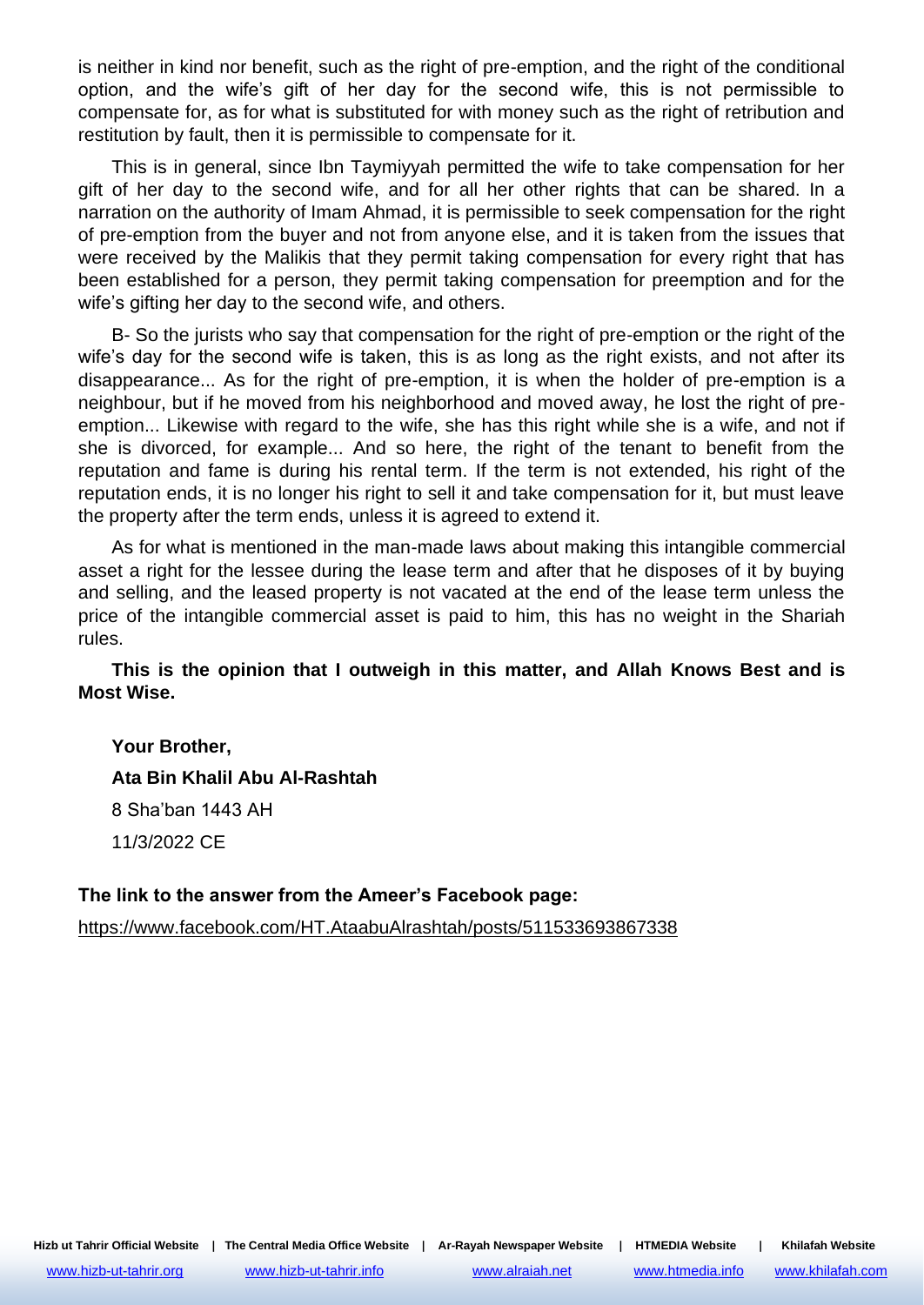is neither in kind nor benefit, such as the right of pre-emption, and the right of the conditional option, and the wife's gift of her day for the second wife, this is not permissible to compensate for, as for what is substituted for with money such as the right of retribution and restitution by fault, then it is permissible to compensate for it.

This is in general, since Ibn Taymiyyah permitted the wife to take compensation for her gift of her day to the second wife, and for all her other rights that can be shared. In a narration on the authority of Imam Ahmad, it is permissible to seek compensation for the right of pre-emption from the buyer and not from anyone else, and it is taken from the issues that were received by the Malikis that they permit taking compensation for every right that has been established for a person, they permit taking compensation for preemption and for the wife's gifting her day to the second wife, and others.

B- So the jurists who say that compensation for the right of pre-emption or the right of the wife's day for the second wife is taken, this is as long as the right exists, and not after its disappearance... As for the right of pre-emption, it is when the holder of pre-emption is a neighbour, but if he moved from his neighborhood and moved away, he lost the right of pre-emption... Likewise with regard to the wife, she has this right while she is a wife, and not if she is divorced, for example... And so here, the right of the tenant to benefit from the reputation and fame is during his rental term. If the term is not extended, his right of the reputation ends, it is no longer his right to sell it and take compensation for it, but must leave the property after the term ends, unless it is agreed to extend it.

As for what is mentioned in the man-made laws about making this intangible commercial asset a right for the lessee during the lease term and after that he disposes of it by buying and selling, and the leased property is not vacated at the end of the lease term unless the price of the intangible commercial asset is paid to him, this has no weight in the Shariah rules.

**This is the opinion that I outweigh in this matter, and Allah Knows Best and is Most Wise.**

**Your Brother,**

**Ata Bin Khalil Abu Al-Rashtah**

8 Sha'ban 1443 AH

11/3/2022 CE

**The link to the answer from the Ameer's Facebook page:**

https://www.facebook.com/HT.AtaabuAlrashtah/posts/511533693867338